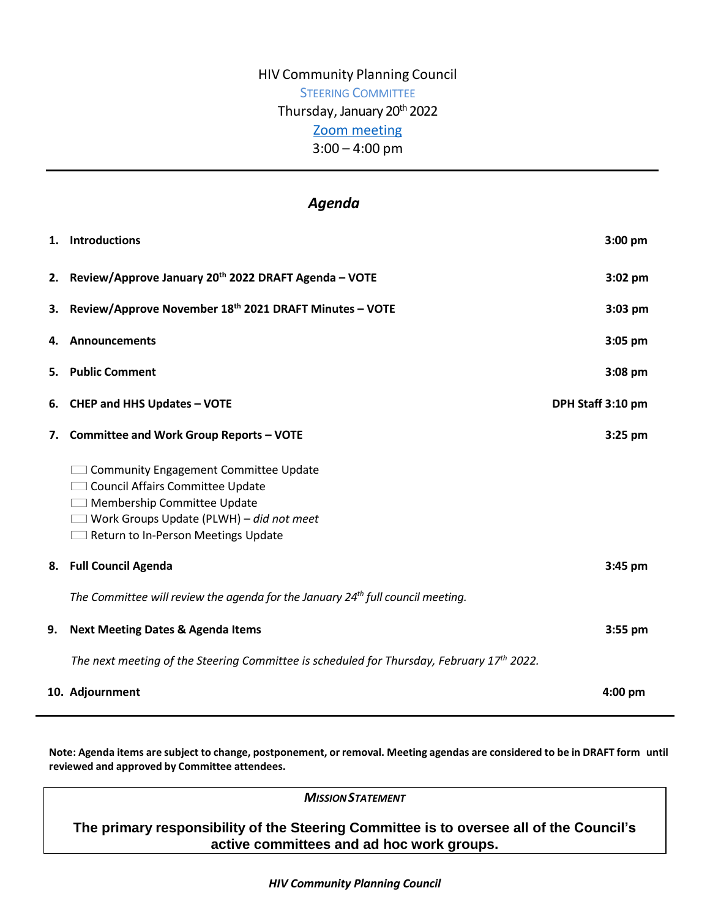HIV Community Planning Council

STEERING COMMITTEE

Thursday, January 20th 2022

Zoom meeting

3:00 – 4:00 pm

---

## *Agenda*

1. **Introductions** — **3:00 pm**

2. **Review/Approve January 20th 2022 DRAFT Agenda – VOTE** — **3:02 pm**

3. **Review/Approve November 18th 2021 DRAFT Minutes – VOTE** — **3:03 pm**

4. **Announcements** — **3:05 pm**

5. **Public Comment** — **3:08 pm**

6. **CHEP and HHS Updates – VOTE** — **DPH Staff 3:10 pm**

7. **Committee and Work Group Reports – VOTE** — **3:25 pm**

   - ☐ Community Engagement Committee Update
   - ☐ Council Affairs Committee Update
   - ☐ Membership Committee Update
   - ☐ Work Groups Update (PLWH) – *did not meet*
   - ☐ Return to In-Person Meetings Update

8. **Full Council Agenda** — **3:45 pm**

   *The Committee will review the agenda for the January 24th full council meeting.*

9. **Next Meeting Dates & Agenda Items** — **3:55 pm**

   *The next meeting of the Steering Committee is scheduled for Thursday, February 17th 2022.*

10. **Adjournment** — **4:00 pm**

---

**Note: Agenda items are subject to change, postponement, or removal. Meeting agendas are considered to be in DRAFT form until reviewed and approved by Committee attendees.**

***MISSION STATEMENT***

**The primary responsibility of the Steering Committee is to oversee all of the Council's active committees and ad hoc work groups.**

***HIV Community Planning Council***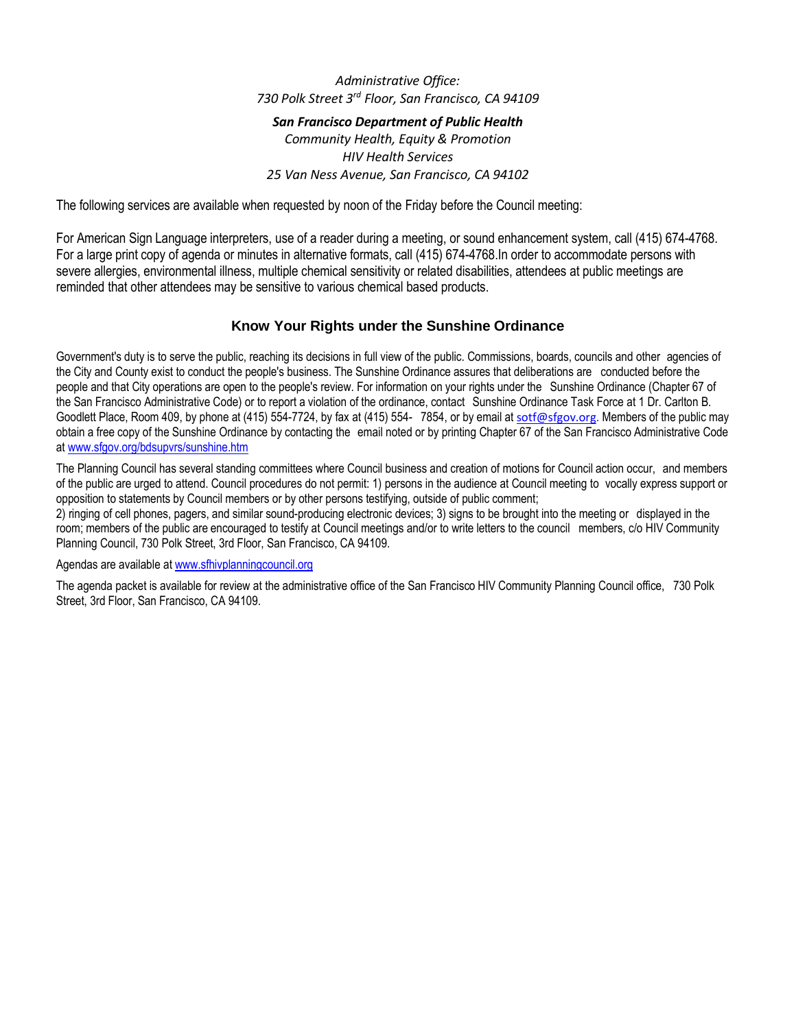*Administrative Office:*
*730 Polk Street 3rd Floor, San Francisco, CA 94109*

***San Francisco Department of Public Health***
*Community Health, Equity & Promotion*
*HIV Health Services*
*25 Van Ness Avenue, San Francisco, CA 94102*

The following services are available when requested by noon of the Friday before the Council meeting:

For American Sign Language interpreters, use of a reader during a meeting, or sound enhancement system, call (415) 674-4768. For a large print copy of agenda or minutes in alternative formats, call (415) 674-4768.In order to accommodate persons with severe allergies, environmental illness, multiple chemical sensitivity or related disabilities, attendees at public meetings are reminded that other attendees may be sensitive to various chemical based products.

## Know Your Rights under the Sunshine Ordinance

Government's duty is to serve the public, reaching its decisions in full view of the public. Commissions, boards, councils and other agencies of the City and County exist to conduct the people's business. The Sunshine Ordinance assures that deliberations are conducted before the people and that City operations are open to the people's review. For information on your rights under the Sunshine Ordinance (Chapter 67 of the San Francisco Administrative Code) or to report a violation of the ordinance, contact Sunshine Ordinance Task Force at 1 Dr. Carlton B. Goodlett Place, Room 409, by phone at (415) 554-7724, by fax at (415) 554- 7854, or by email at sotf@sfgov.org. Members of the public may obtain a free copy of the Sunshine Ordinance by contacting the email noted or by printing Chapter 67 of the San Francisco Administrative Code at www.sfgov.org/bdsupvrs/sunshine.htm

The Planning Council has several standing committees where Council business and creation of motions for Council action occur, and members of the public are urged to attend. Council procedures do not permit: 1) persons in the audience at Council meeting to vocally express support or opposition to statements by Council members or by other persons testifying, outside of public comment;
2) ringing of cell phones, pagers, and similar sound-producing electronic devices; 3) signs to be brought into the meeting or displayed in the room; members of the public are encouraged to testify at Council meetings and/or to write letters to the council members, c/o HIV Community Planning Council, 730 Polk Street, 3rd Floor, San Francisco, CA 94109.

Agendas are available at www.sfhivplanningcouncil.org

The agenda packet is available for review at the administrative office of the San Francisco HIV Community Planning Council office, 730 Polk Street, 3rd Floor, San Francisco, CA 94109.